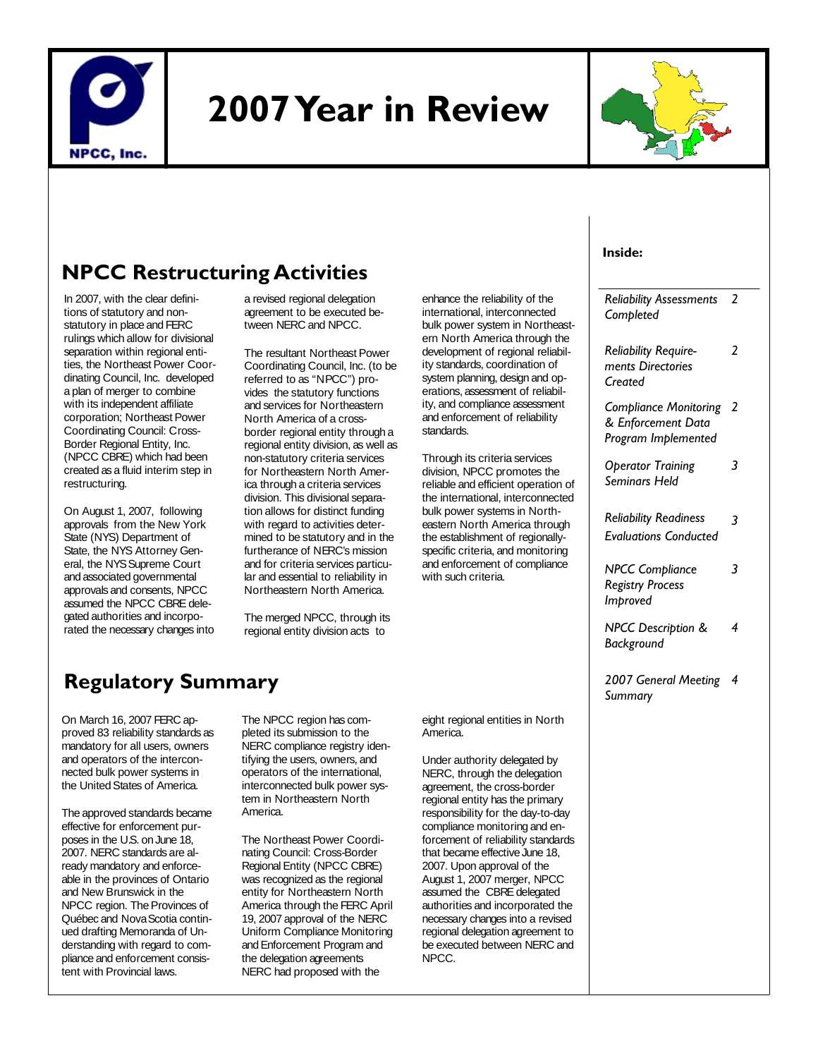NPCC, Inc.

# 2007 Year in Review

**Inside:**

| | |
|---|---|
| *Reliability Assessments Completed* | 2 |
| *Reliability Requirements Directories Created* | 2 |
| *Compliance Monitoring & Enforcement Data Program Implemented* | 2 |
| *Operator Training Seminars Held* | 3 |
| *Reliability Readiness Evaluations Conducted* | 3 |
| *NPCC Compliance Registry Process Improved* | 3 |
| *NPCC Description & Background* | 4 |
| *2007 General Meeting Summary* | 4 |

## NPCC Restructuring Activities

In 2007, with the clear definitions of statutory and non-statutory in place and FERC rulings which allow for divisional separation within regional entities, the Northeast Power Coordinating Council, Inc. developed a plan of merger to combine with its independent affiliate corporation; Northeast Power Coordinating Council: Cross-Border Regional Entity, Inc. (NPCC CBRE) which had been created as a fluid interim step in restructuring.

On August 1, 2007, following approvals from the New York State (NYS) Department of State, the NYS Attorney General, the NYS Supreme Court and associated governmental approvals and consents, NPCC assumed the NPCC CBRE delegated authorities and incorporated the necessary changes into a revised regional delegation agreement to be executed between NERC and NPCC.

The resultant Northeast Power Coordinating Council, Inc. (to be referred to as "NPCC") provides the statutory functions and services for Northeastern North America of a cross-border regional entity through a regional entity division, as well as non-statutory criteria services for Northeastern North America through a criteria services division. This divisional separation allows for distinct funding with regard to activities determined to be statutory and in the furtherance of NERC's mission and for criteria services particular and essential to reliability in Northeastern North America.

The merged NPCC, through its regional entity division acts to enhance the reliability of the international, interconnected bulk power system in Northeastern North America through the development of regional reliability standards, coordination of system planning, design and operations, assessment of reliability, and compliance assessment and enforcement of reliability standards.

Through its criteria services division, NPCC promotes the reliable and efficient operation of the international, interconnected bulk power systems in Northeastern North America through the establishment of regionally-specific criteria, and monitoring and enforcement of compliance with such criteria.

## Regulatory Summary

On March 16, 2007 FERC approved 83 reliability standards as mandatory for all users, owners and operators of the interconnected bulk power systems in the United States of America.

The approved standards became effective for enforcement purposes in the U.S. on June 18, 2007. NERC standards are already mandatory and enforceable in the provinces of Ontario and New Brunswick in the NPCC region. The Provinces of Québec and Nova Scotia continued drafting Memoranda of Understanding with regard to compliance and enforcement consistent with Provincial laws.

The NPCC region has completed its submission to the NERC compliance registry identifying the users, owners, and operators of the international, interconnected bulk power system in Northeastern North America.

The Northeast Power Coordinating Council: Cross-Border Regional Entity (NPCC CBRE) was recognized as the regional entity for Northeastern North America through the FERC April 19, 2007 approval of the NERC Uniform Compliance Monitoring and Enforcement Program and the delegation agreements NERC had proposed with the eight regional entities in North America.

Under authority delegated by NERC, through the delegation agreement, the cross-border regional entity has the primary responsibility for the day-to-day compliance monitoring and enforcement of reliability standards that became effective June 18, 2007. Upon approval of the August 1, 2007 merger, NPCC assumed the CBRE delegated authorities and incorporated the necessary changes into a revised regional delegation agreement to be executed between NERC and NPCC.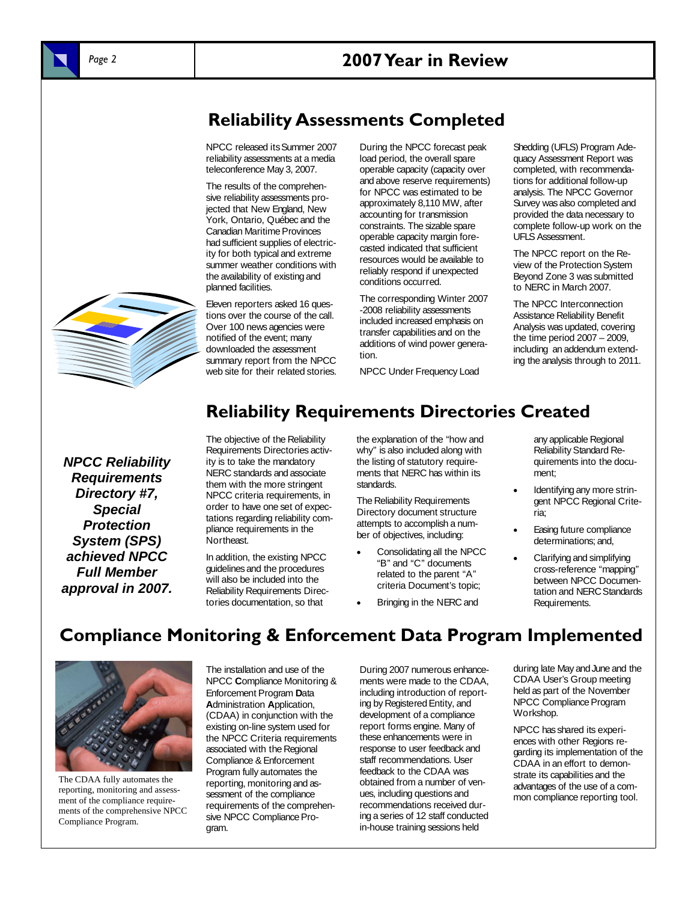## Reliability Assessments Completed

NPCC released its Summer 2007 reliability assessments at a media teleconference May 3, 2007.

The results of the comprehensive reliability assessments projected that New England, New York, Ontario, Québec and the Canadian Maritime Provinces had sufficient supplies of electricity for both typical and extreme summer weather conditions with the availability of existing and planned facilities.

Eleven reporters asked 16 questions over the course of the call. Over 100 news agencies were notified of the event; many downloaded the assessment summary report from the NPCC web site for their related stories.

During the NPCC forecast peak load period, the overall spare operable capacity (capacity over and above reserve requirements) for NPCC was estimated to be approximately 8,110 MW, after accounting for transmission constraints. The sizable spare operable capacity margin forecasted indicated that sufficient resources would be available to reliably respond if unexpected conditions occurred.

The corresponding Winter 2007-2008 reliability assessments included increased emphasis on transfer capabilities and on the additions of wind power generation.

NPCC Under Frequency Load Shedding (UFLS) Program Adequacy Assessment Report was completed, with recommendations for additional follow-up analysis. The NPCC Governor Survey was also completed and provided the data necessary to complete follow-up work on the UFLS Assessment.

The NPCC report on the Review of the Protection System Beyond Zone 3 was submitted to NERC in March 2007.

The NPCC Interconnection Assistance Reliability Benefit Analysis was updated, covering the time period 2007 – 2009, including an addendum extending the analysis through to 2011.

## Reliability Requirements Directories Created

***NPCC Reliability Requirements Directory #7, Special Protection System (SPS) achieved NPCC Full Member approval in 2007.***

The objective of the Reliability Requirements Directories activity is to take the mandatory NERC standards and associate them with the more stringent NPCC criteria requirements, in order to have one set of expectations regarding reliability compliance requirements in the Northeast.

In addition, the existing NPCC guidelines and the procedures will also be included into the Reliability Requirements Directories documentation, so that the explanation of the "how and why" is also included along with the listing of statutory requirements that NERC has within its standards.

The Reliability Requirements Directory document structure attempts to accomplish a number of objectives, including:

- Consolidating all the NPCC "B" and "C" documents related to the parent "A" criteria Document's topic;
- Bringing in the NERC and any applicable Regional Reliability Standard Requirements into the document;
- Identifying any more stringent NPCC Regional Criteria;
- Easing future compliance determinations; and,
- Clarifying and simplifying cross-reference "mapping" between NPCC Documentation and NERC Standards Requirements.

## Compliance Monitoring & Enforcement Data Program Implemented

The CDAA fully automates the reporting, monitoring and assessment of the compliance requirements of the comprehensive NPCC Compliance Program.

The installation and use of the NPCC **C**ompliance Monitoring & Enforcement Program **D**ata **A**dministration **A**pplication, (CDAA) in conjunction with the existing on-line system used for the NPCC Criteria requirements associated with the Regional Compliance & Enforcement Program fully automates the reporting, monitoring and assessment of the compliance requirements of the comprehensive NPCC Compliance Program.

During 2007 numerous enhancements were made to the CDAA, including introduction of reporting by Registered Entity, and development of a compliance report forms engine. Many of these enhancements were in response to user feedback and staff recommendations. User feedback to the CDAA was obtained from a number of venues, including questions and recommendations received during a series of 12 staff conducted in-house training sessions held during late May and June and the CDAA User's Group meeting held as part of the November NPCC Compliance Program Workshop.

NPCC has shared its experiences with other Regions regarding its implementation of the CDAA in an effort to demonstrate its capabilities and the advantages of the use of a common compliance reporting tool.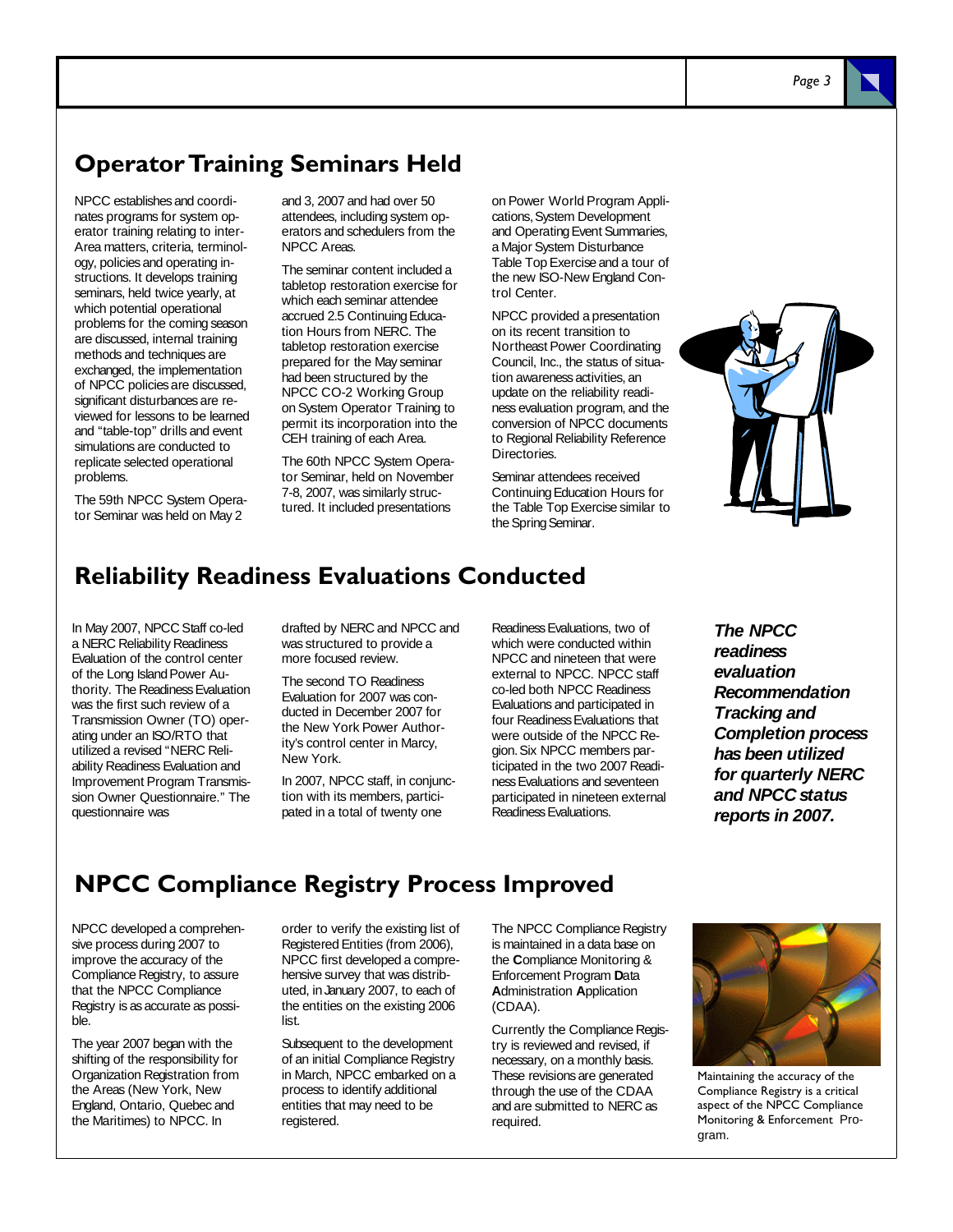## Operator Training Seminars Held

NPCC establishes and coordinates programs for system operator training relating to inter-Area matters, criteria, terminology, policies and operating instructions. It develops training seminars, held twice yearly, at which potential operational problems for the coming season are discussed, internal training methods and techniques are exchanged, the implementation of NPCC policies are discussed, significant disturbances are reviewed for lessons to be learned and "table-top" drills and event simulations are conducted to replicate selected operational problems.

The 59th NPCC System Operator Seminar was held on May 2 and 3, 2007 and had over 50 attendees, including system operators and schedulers from the NPCC Areas.

The seminar content included a tabletop restoration exercise for which each seminar attendee accrued 2.5 Continuing Education Hours from NERC. The tabletop restoration exercise prepared for the May seminar had been structured by the NPCC CO-2 Working Group on System Operator Training to permit its incorporation into the CEH training of each Area.

The 60th NPCC System Operator Seminar, held on November 7-8, 2007, was similarly structured. It included presentations on Power World Program Applications, System Development and Operating Event Summaries, a Major System Disturbance Table Top Exercise and a tour of the new ISO-New England Control Center.

NPCC provided a presentation on its recent transition to Northeast Power Coordinating Council, Inc., the status of situation awareness activities, an update on the reliability readiness evaluation program, and the conversion of NPCC documents to Regional Reliability Reference Directories.

Seminar attendees received Continuing Education Hours for the Table Top Exercise similar to the Spring Seminar.

## Reliability Readiness Evaluations Conducted

In May 2007, NPCC Staff co-led a NERC Reliability Readiness Evaluation of the control center of the Long Island Power Authority. The Readiness Evaluation was the first such review of a Transmission Owner (TO) operating under an ISO/RTO that utilized a revised "NERC Reliability Readiness Evaluation and Improvement Program Transmission Owner Questionnaire." The questionnaire was drafted by NERC and NPCC and was structured to provide a more focused review.

The second TO Readiness Evaluation for 2007 was conducted in December 2007 for the New York Power Authority's control center in Marcy, New York.

In 2007, NPCC staff, in conjunction with its members, participated in a total of twenty one Readiness Evaluations, two of which were conducted within NPCC and nineteen that were external to NPCC. NPCC staff co-led both NPCC Readiness Evaluations and participated in four Readiness Evaluations that were outside of the NPCC Region. Six NPCC members participated in the two 2007 Readiness Evaluations and seventeen participated in nineteen external Readiness Evaluations.

***The NPCC readiness evaluation Recommendation Tracking and Completion process has been utilized for quarterly NERC and NPCC status reports in 2007.***

## NPCC Compliance Registry Process Improved

NPCC developed a comprehensive process during 2007 to improve the accuracy of the Compliance Registry, to assure that the NPCC Compliance Registry is as accurate as possible.

The year 2007 began with the shifting of the responsibility for Organization Registration from the Areas (New York, New England, Ontario, Quebec and the Maritimes) to NPCC. In order to verify the existing list of Registered Entities (from 2006), NPCC first developed a comprehensive survey that was distributed, in January 2007, to each of the entities on the existing 2006 list.

Subsequent to the development of an initial Compliance Registry in March, NPCC embarked on a process to identify additional entities that may need to be registered.

The NPCC Compliance Registry is maintained in a data base on the **C**ompliance Monitoring & Enforcement Program **D**ata **A**dministration **A**pplication (CDAA).

Currently the Compliance Registry is reviewed and revised, if necessary, on a monthly basis. These revisions are generated through the use of the CDAA and are submitted to NERC as required.

Maintaining the accuracy of the Compliance Registry is a critical aspect of the NPCC Compliance Monitoring & Enforcement Program.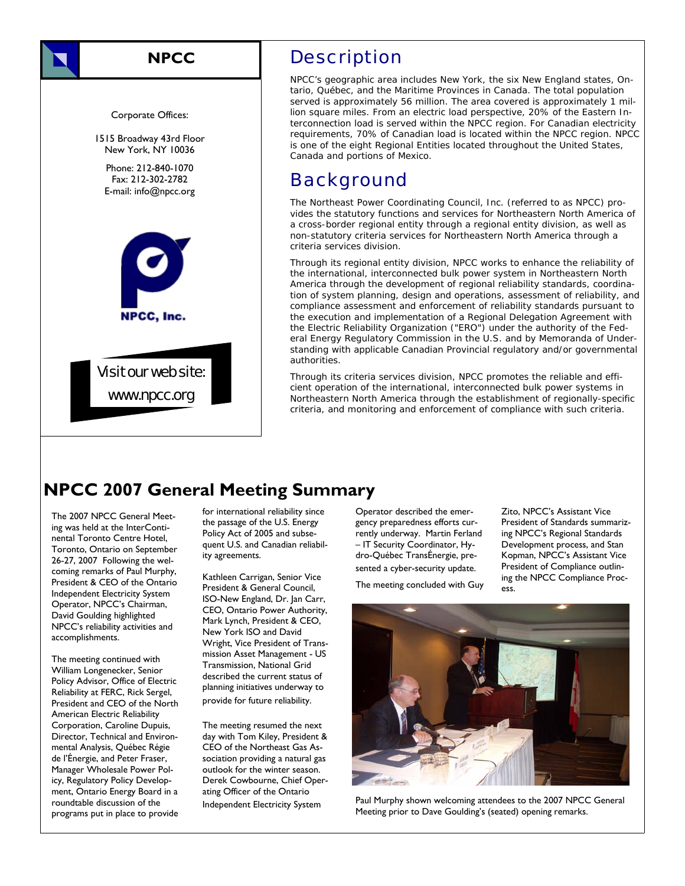## NPCC

Corporate Offices:

1515 Broadway 43rd Floor
New York, NY 10036

Phone: 212-840-1070
Fax: 212-302-2782
E-mail: info@npcc.org

NPCC, Inc.

Visit our web site:
www.npcc.org

# Description

NPCC's geographic area includes New York, the six New England states, Ontario, Québec, and the Maritime Provinces in Canada. The total population served is approximately 56 million. The area covered is approximately 1 million square miles. From an electric load perspective, 20% of the Eastern Interconnection load is served within the NPCC region. For Canadian electricity requirements, 70% of Canadian load is located within the NPCC region. NPCC is one of the eight Regional Entities located throughout the United States, Canada and portions of Mexico.

# Background

The Northeast Power Coordinating Council, Inc. (referred to as NPCC) provides the statutory functions and services for Northeastern North America of a cross-border regional entity through a regional entity division, as well as non-statutory criteria services for Northeastern North America through a criteria services division.

Through its regional entity division, NPCC works to enhance the reliability of the international, interconnected bulk power system in Northeastern North America through the development of regional reliability standards, coordination of system planning, design and operations, assessment of reliability, and compliance assessment and enforcement of reliability standards pursuant to the execution and implementation of a Regional Delegation Agreement with the Electric Reliability Organization ("ERO") under the authority of the Federal Energy Regulatory Commission in the U.S. and by Memoranda of Understanding with applicable Canadian Provincial regulatory and/or governmental authorities.

Through its criteria services division, NPCC promotes the reliable and efficient operation of the international, interconnected bulk power systems in Northeastern North America through the establishment of regionally-specific criteria, and monitoring and enforcement of compliance with such criteria.

## NPCC 2007 General Meeting Summary

The 2007 NPCC General Meeting was held at the InterContinental Toronto Centre Hotel, Toronto, Ontario on September 26-27, 2007 Following the welcoming remarks of Paul Murphy, President & CEO of the Ontario Independent Electricity System Operator, NPCC's Chairman, David Goulding highlighted NPCC's reliability activities and accomplishments.

The meeting continued with William Longenecker, Senior Policy Advisor, Office of Electric Reliability at FERC, Rick Sergel, President and CEO of the North American Electric Reliability Corporation, Caroline Dupuis, Director, Technical and Environmental Analysis, Québec Régie de l'Énergie, and Peter Fraser, Manager Wholesale Power Policy, Regulatory Policy Development, Ontario Energy Board in a roundtable discussion of the programs put in place to provide for international reliability since the passage of the U.S. Energy Policy Act of 2005 and subsequent U.S. and Canadian reliability agreements.

Kathleen Carrigan, Senior Vice President & General Council, ISO-New England, Dr. Jan Carr, CEO, Ontario Power Authority, Mark Lynch, President & CEO, New York ISO and David Wright, Vice President of Transmission Asset Management - US Transmission, National Grid described the current status of planning initiatives underway to provide for future reliability.

The meeting resumed the next day with Tom Kiley, President & CEO of the Northeast Gas Association providing a natural gas outlook for the winter season. Derek Cowbourne, Chief Operating Officer of the Ontario Independent Electricity System Operator described the emergency preparedness efforts currently underway. Martin Ferland – IT Security Coordinator, Hydro-Québec TransÉnergie, presented a cyber-security update.

The meeting concluded with Guy Zito, NPCC's Assistant Vice President of Standards summarizing NPCC's Regional Standards Development process, and Stan Kopman, NPCC's Assistant Vice President of Compliance outlining the NPCC Compliance Process.

Paul Murphy shown welcoming attendees to the 2007 NPCC General Meeting prior to Dave Goulding's (seated) opening remarks.